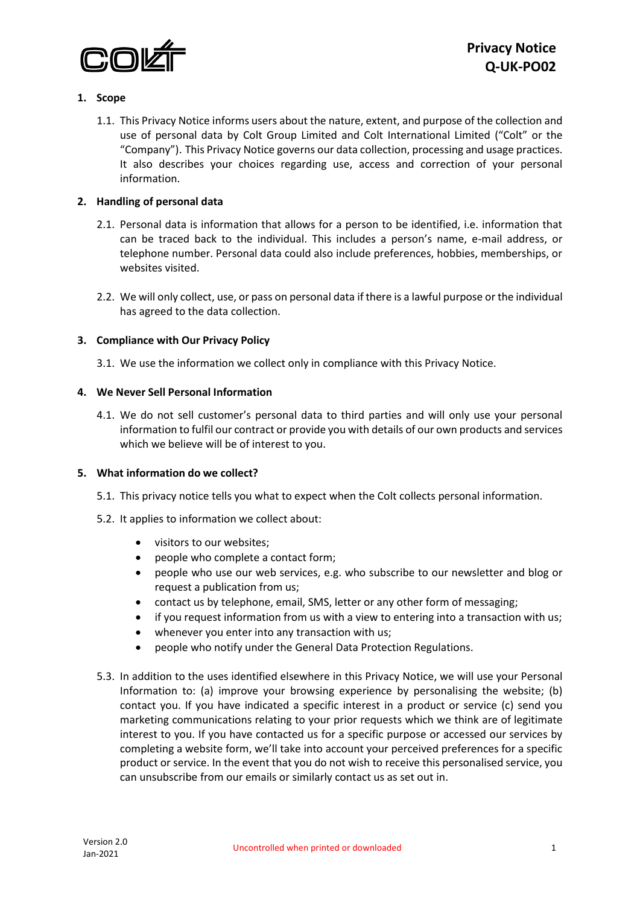# Privacy Notice
# Q-UK-PO02

## 1. Scope

1.1. This Privacy Notice informs users about the nature, extent, and purpose of the collection and use of personal data by Colt Group Limited and Colt International Limited ("Colt" or the "Company"). This Privacy Notice governs our data collection, processing and usage practices. It also describes your choices regarding use, access and correction of your personal information.

## 2. Handling of personal data

2.1. Personal data is information that allows for a person to be identified, i.e. information that can be traced back to the individual. This includes a person's name, e-mail address, or telephone number. Personal data could also include preferences, hobbies, memberships, or websites visited.

2.2. We will only collect, use, or pass on personal data if there is a lawful purpose or the individual has agreed to the data collection.

## 3. Compliance with Our Privacy Policy

3.1. We use the information we collect only in compliance with this Privacy Notice.

## 4. We Never Sell Personal Information

4.1. We do not sell customer's personal data to third parties and will only use your personal information to fulfil our contract or provide you with details of our own products and services which we believe will be of interest to you.

## 5. What information do we collect?

5.1. This privacy notice tells you what to expect when the Colt collects personal information.

5.2. It applies to information we collect about:

- visitors to our websites;
- people who complete a contact form;
- people who use our web services, e.g. who subscribe to our newsletter and blog or request a publication from us;
- contact us by telephone, email, SMS, letter or any other form of messaging;
- if you request information from us with a view to entering into a transaction with us;
- whenever you enter into any transaction with us;
- people who notify under the General Data Protection Regulations.

5.3. In addition to the uses identified elsewhere in this Privacy Notice, we will use your Personal Information to: (a) improve your browsing experience by personalising the website; (b) contact you. If you have indicated a specific interest in a product or service (c) send you marketing communications relating to your prior requests which we think are of legitimate interest to you. If you have contacted us for a specific purpose or accessed our services by completing a website form, we'll take into account your perceived preferences for a specific product or service. In the event that you do not wish to receive this personalised service, you can unsubscribe from our emails or similarly contact us as set out in.

Version 2.0
Jan-2021

Uncontrolled when printed or downloaded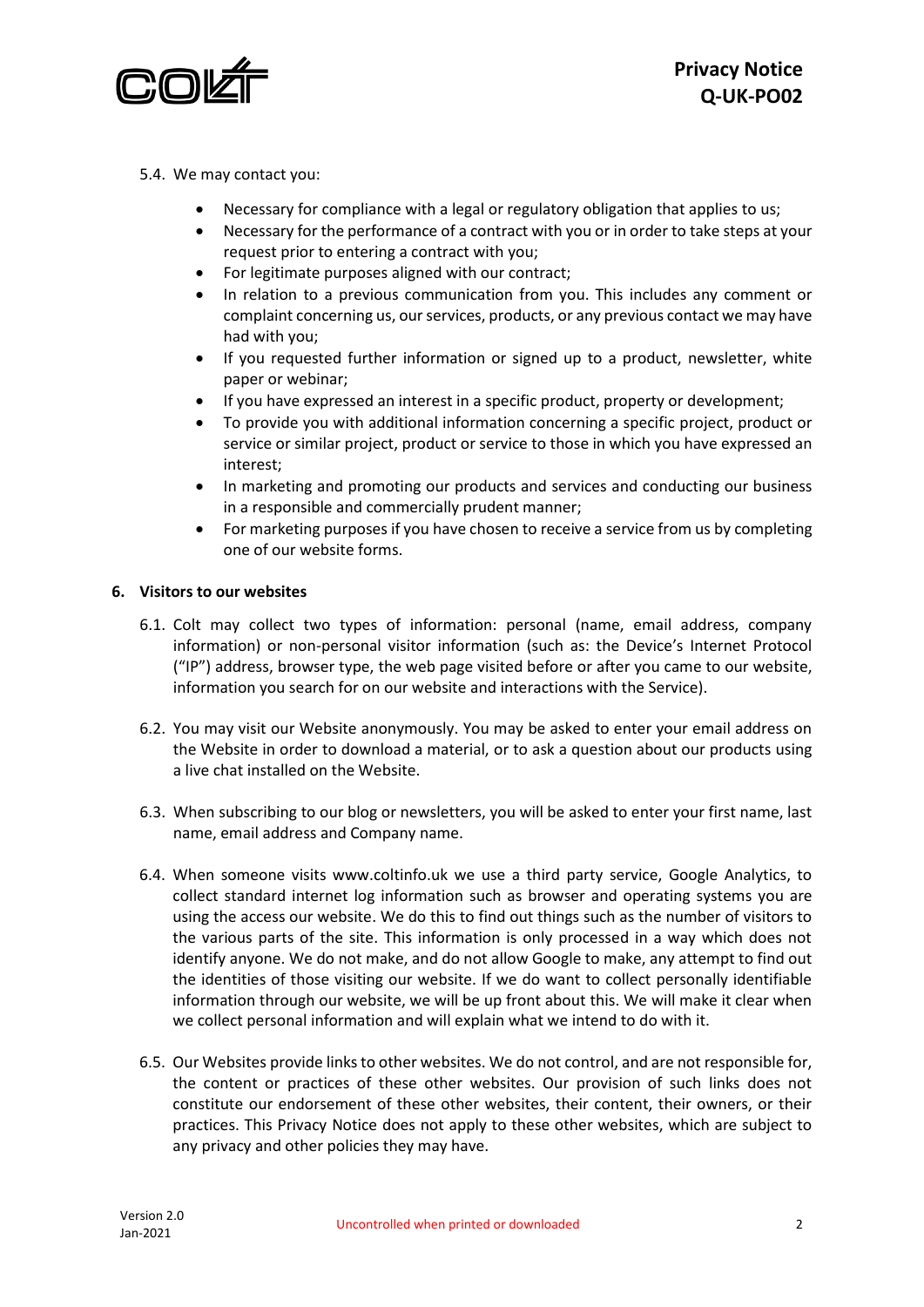5.4. We may contact you:

- Necessary for compliance with a legal or regulatory obligation that applies to us;
- Necessary for the performance of a contract with you or in order to take steps at your request prior to entering a contract with you;
- For legitimate purposes aligned with our contract;
- In relation to a previous communication from you. This includes any comment or complaint concerning us, our services, products, or any previous contact we may have had with you;
- If you requested further information or signed up to a product, newsletter, white paper or webinar;
- If you have expressed an interest in a specific product, property or development;
- To provide you with additional information concerning a specific project, product or service or similar project, product or service to those in which you have expressed an interest;
- In marketing and promoting our products and services and conducting our business in a responsible and commercially prudent manner;
- For marketing purposes if you have chosen to receive a service from us by completing one of our website forms.

## 6. Visitors to our websites

6.1. Colt may collect two types of information: personal (name, email address, company information) or non-personal visitor information (such as: the Device's Internet Protocol ("IP") address, browser type, the web page visited before or after you came to our website, information you search for on our website and interactions with the Service).

6.2. You may visit our Website anonymously. You may be asked to enter your email address on the Website in order to download a material, or to ask a question about our products using a live chat installed on the Website.

6.3. When subscribing to our blog or newsletters, you will be asked to enter your first name, last name, email address and Company name.

6.4. When someone visits www.coltinfo.uk we use a third party service, Google Analytics, to collect standard internet log information such as browser and operating systems you are using the access our website. We do this to find out things such as the number of visitors to the various parts of the site. This information is only processed in a way which does not identify anyone. We do not make, and do not allow Google to make, any attempt to find out the identities of those visiting our website. If we do want to collect personally identifiable information through our website, we will be up front about this. We will make it clear when we collect personal information and will explain what we intend to do with it.

6.5. Our Websites provide links to other websites. We do not control, and are not responsible for, the content or practices of these other websites. Our provision of such links does not constitute our endorsement of these other websites, their content, their owners, or their practices. This Privacy Notice does not apply to these other websites, which are subject to any privacy and other policies they may have.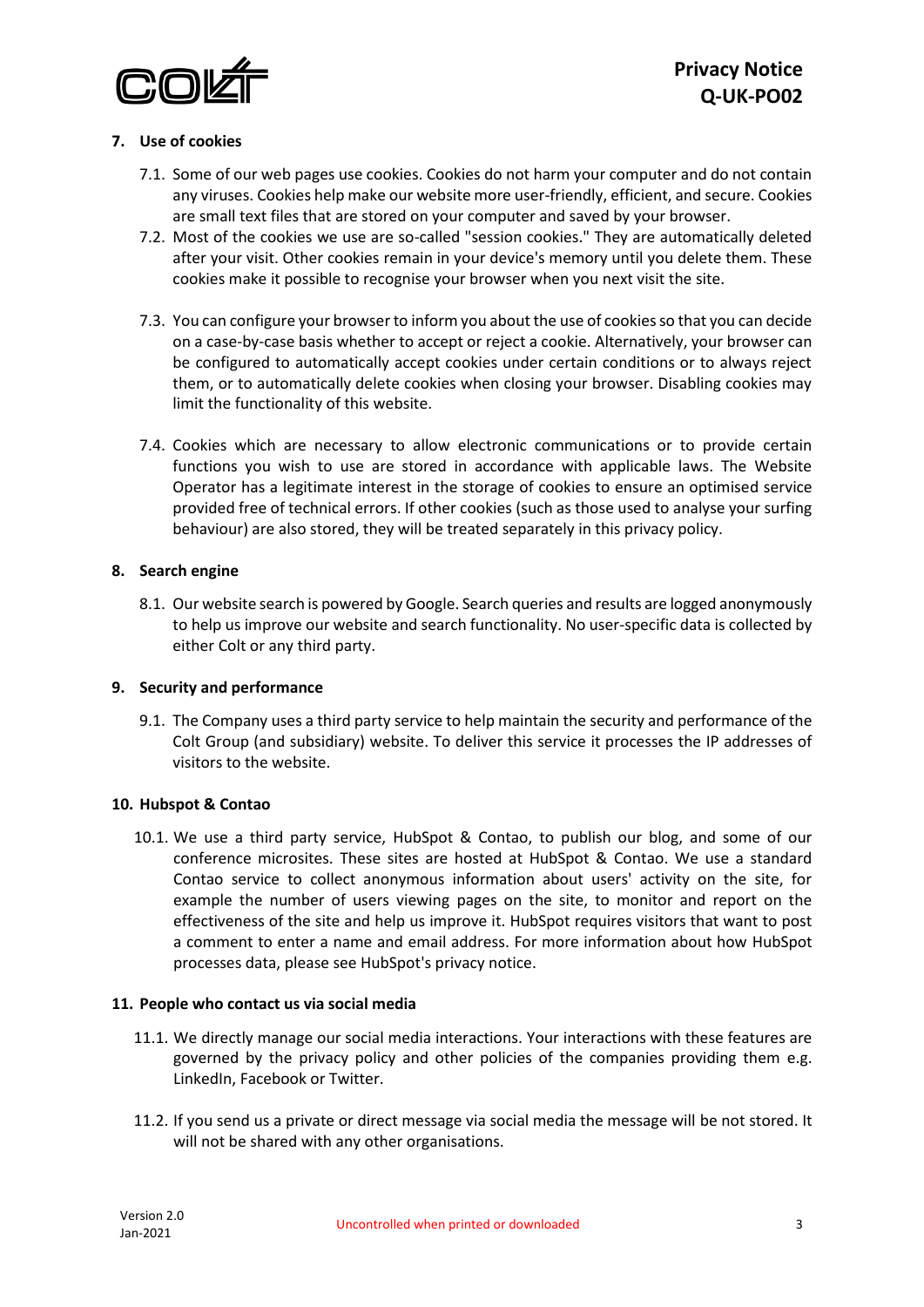## 7. Use of cookies

7.1. Some of our web pages use cookies. Cookies do not harm your computer and do not contain any viruses. Cookies help make our website more user-friendly, efficient, and secure. Cookies are small text files that are stored on your computer and saved by your browser.

7.2. Most of the cookies we use are so-called "session cookies." They are automatically deleted after your visit. Other cookies remain in your device's memory until you delete them. These cookies make it possible to recognise your browser when you next visit the site.

7.3. You can configure your browser to inform you about the use of cookies so that you can decide on a case-by-case basis whether to accept or reject a cookie. Alternatively, your browser can be configured to automatically accept cookies under certain conditions or to always reject them, or to automatically delete cookies when closing your browser. Disabling cookies may limit the functionality of this website.

7.4. Cookies which are necessary to allow electronic communications or to provide certain functions you wish to use are stored in accordance with applicable laws. The Website Operator has a legitimate interest in the storage of cookies to ensure an optimised service provided free of technical errors. If other cookies (such as those used to analyse your surfing behaviour) are also stored, they will be treated separately in this privacy policy.

## 8. Search engine

8.1. Our website search is powered by Google. Search queries and results are logged anonymously to help us improve our website and search functionality. No user-specific data is collected by either Colt or any third party.

## 9. Security and performance

9.1. The Company uses a third party service to help maintain the security and performance of the Colt Group (and subsidiary) website. To deliver this service it processes the IP addresses of visitors to the website.

## 10. Hubspot & Contao

10.1. We use a third party service, HubSpot & Contao, to publish our blog, and some of our conference microsites. These sites are hosted at HubSpot & Contao. We use a standard Contao service to collect anonymous information about users' activity on the site, for example the number of users viewing pages on the site, to monitor and report on the effectiveness of the site and help us improve it. HubSpot requires visitors that want to post a comment to enter a name and email address. For more information about how HubSpot processes data, please see HubSpot's privacy notice.

## 11. People who contact us via social media

11.1. We directly manage our social media interactions. Your interactions with these features are governed by the privacy policy and other policies of the companies providing them e.g. LinkedIn, Facebook or Twitter.

11.2. If you send us a private or direct message via social media the message will be not stored. It will not be shared with any other organisations.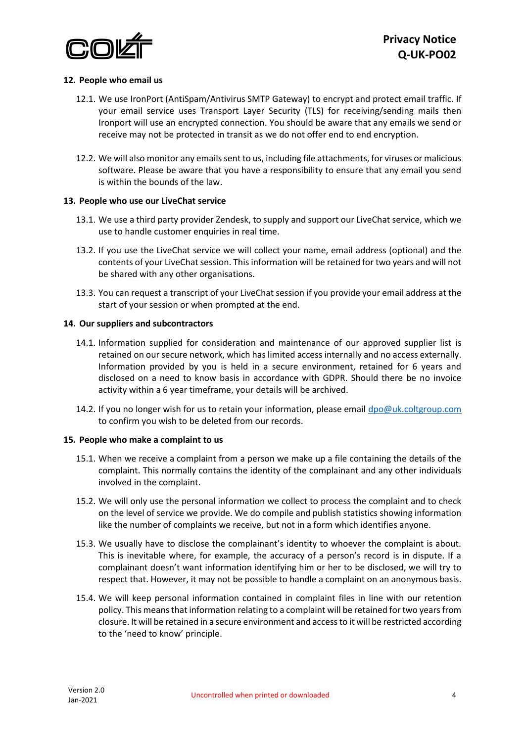## 12. People who email us

12.1. We use IronPort (AntiSpam/Antivirus SMTP Gateway) to encrypt and protect email traffic. If your email service uses Transport Layer Security (TLS) for receiving/sending mails then Ironport will use an encrypted connection. You should be aware that any emails we send or receive may not be protected in transit as we do not offer end to end encryption.

12.2. We will also monitor any emails sent to us, including file attachments, for viruses or malicious software. Please be aware that you have a responsibility to ensure that any email you send is within the bounds of the law.

## 13. People who use our LiveChat service

13.1. We use a third party provider Zendesk, to supply and support our LiveChat service, which we use to handle customer enquiries in real time.

13.2. If you use the LiveChat service we will collect your name, email address (optional) and the contents of your LiveChat session. This information will be retained for two years and will not be shared with any other organisations.

13.3. You can request a transcript of your LiveChat session if you provide your email address at the start of your session or when prompted at the end.

## 14. Our suppliers and subcontractors

14.1. Information supplied for consideration and maintenance of our approved supplier list is retained on our secure network, which has limited access internally and no access externally. Information provided by you is held in a secure environment, retained for 6 years and disclosed on a need to know basis in accordance with GDPR. Should there be no invoice activity within a 6 year timeframe, your details will be archived.

14.2. If you no longer wish for us to retain your information, please email [dpo@uk.coltgroup.com](mailto:dpo@uk.coltgroup.com) to confirm you wish to be deleted from our records.

## 15. People who make a complaint to us

15.1. When we receive a complaint from a person we make up a file containing the details of the complaint. This normally contains the identity of the complainant and any other individuals involved in the complaint.

15.2. We will only use the personal information we collect to process the complaint and to check on the level of service we provide. We do compile and publish statistics showing information like the number of complaints we receive, but not in a form which identifies anyone.

15.3. We usually have to disclose the complainant's identity to whoever the complaint is about. This is inevitable where, for example, the accuracy of a person's record is in dispute. If a complainant doesn't want information identifying him or her to be disclosed, we will try to respect that. However, it may not be possible to handle a complaint on an anonymous basis.

15.4. We will keep personal information contained in complaint files in line with our retention policy. This means that information relating to a complaint will be retained for two years from closure. It will be retained in a secure environment and access to it will be restricted according to the 'need to know' principle.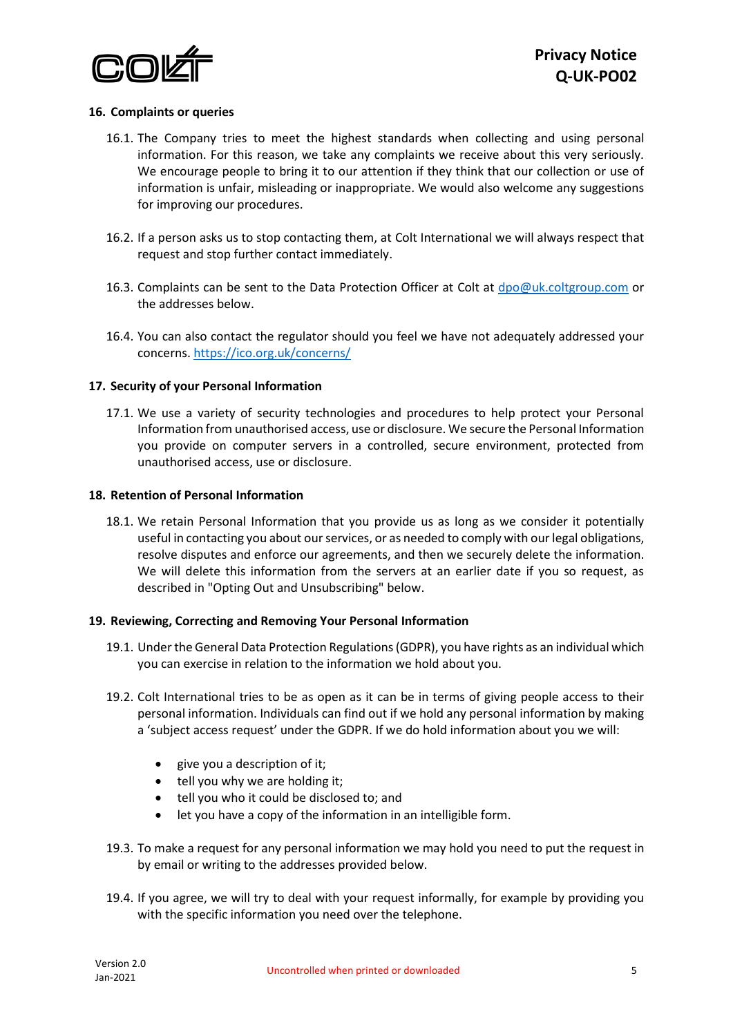## 16. Complaints or queries

16.1. The Company tries to meet the highest standards when collecting and using personal information. For this reason, we take any complaints we receive about this very seriously. We encourage people to bring it to our attention if they think that our collection or use of information is unfair, misleading or inappropriate. We would also welcome any suggestions for improving our procedures.

16.2. If a person asks us to stop contacting them, at Colt International we will always respect that request and stop further contact immediately.

16.3. Complaints can be sent to the Data Protection Officer at Colt at dpo@uk.coltgroup.com or the addresses below.

16.4. You can also contact the regulator should you feel we have not adequately addressed your concerns. https://ico.org.uk/concerns/

## 17. Security of your Personal Information

17.1. We use a variety of security technologies and procedures to help protect your Personal Information from unauthorised access, use or disclosure. We secure the Personal Information you provide on computer servers in a controlled, secure environment, protected from unauthorised access, use or disclosure.

## 18. Retention of Personal Information

18.1. We retain Personal Information that you provide us as long as we consider it potentially useful in contacting you about our services, or as needed to comply with our legal obligations, resolve disputes and enforce our agreements, and then we securely delete the information. We will delete this information from the servers at an earlier date if you so request, as described in "Opting Out and Unsubscribing" below.

## 19. Reviewing, Correcting and Removing Your Personal Information

19.1. Under the General Data Protection Regulations (GDPR), you have rights as an individual which you can exercise in relation to the information we hold about you.

19.2. Colt International tries to be as open as it can be in terms of giving people access to their personal information. Individuals can find out if we hold any personal information by making a 'subject access request' under the GDPR. If we do hold information about you we will:

- give you a description of it;
- tell you why we are holding it;
- tell you who it could be disclosed to; and
- let you have a copy of the information in an intelligible form.

19.3. To make a request for any personal information we may hold you need to put the request in by email or writing to the addresses provided below.

19.4. If you agree, we will try to deal with your request informally, for example by providing you with the specific information you need over the telephone.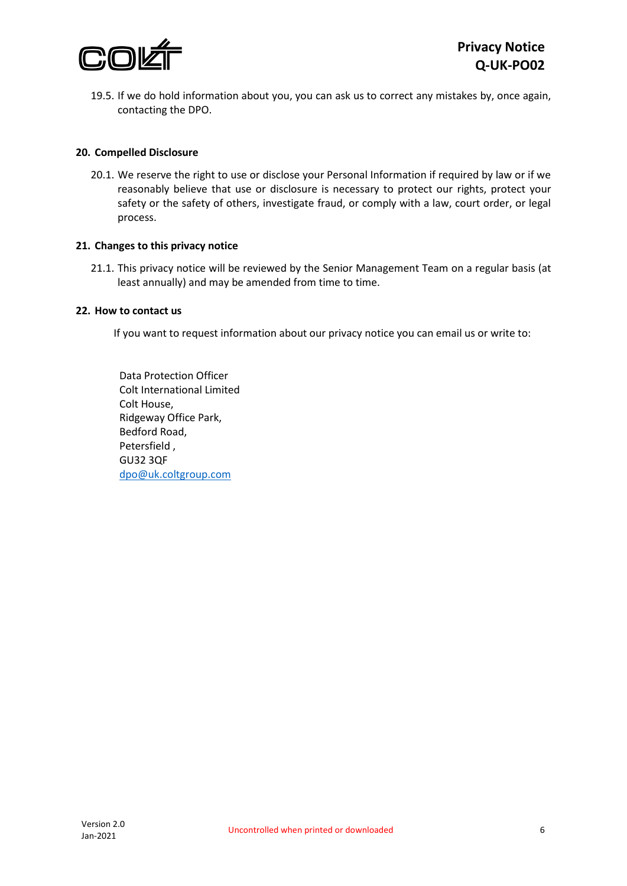19.5. If we do hold information about you, you can ask us to correct any mistakes by, once again, contacting the DPO.

## 20. Compelled Disclosure

20.1. We reserve the right to use or disclose your Personal Information if required by law or if we reasonably believe that use or disclosure is necessary to protect our rights, protect your safety or the safety of others, investigate fraud, or comply with a law, court order, or legal process.

## 21. Changes to this privacy notice

21.1. This privacy notice will be reviewed by the Senior Management Team on a regular basis (at least annually) and may be amended from time to time.

## 22. How to contact us

If you want to request information about our privacy notice you can email us or write to:

Data Protection Officer  
Colt International Limited  
Colt House,  
Ridgeway Office Park,  
Bedford Road,  
Petersfield ,  
GU32 3QF  
dpo@uk.coltgroup.com